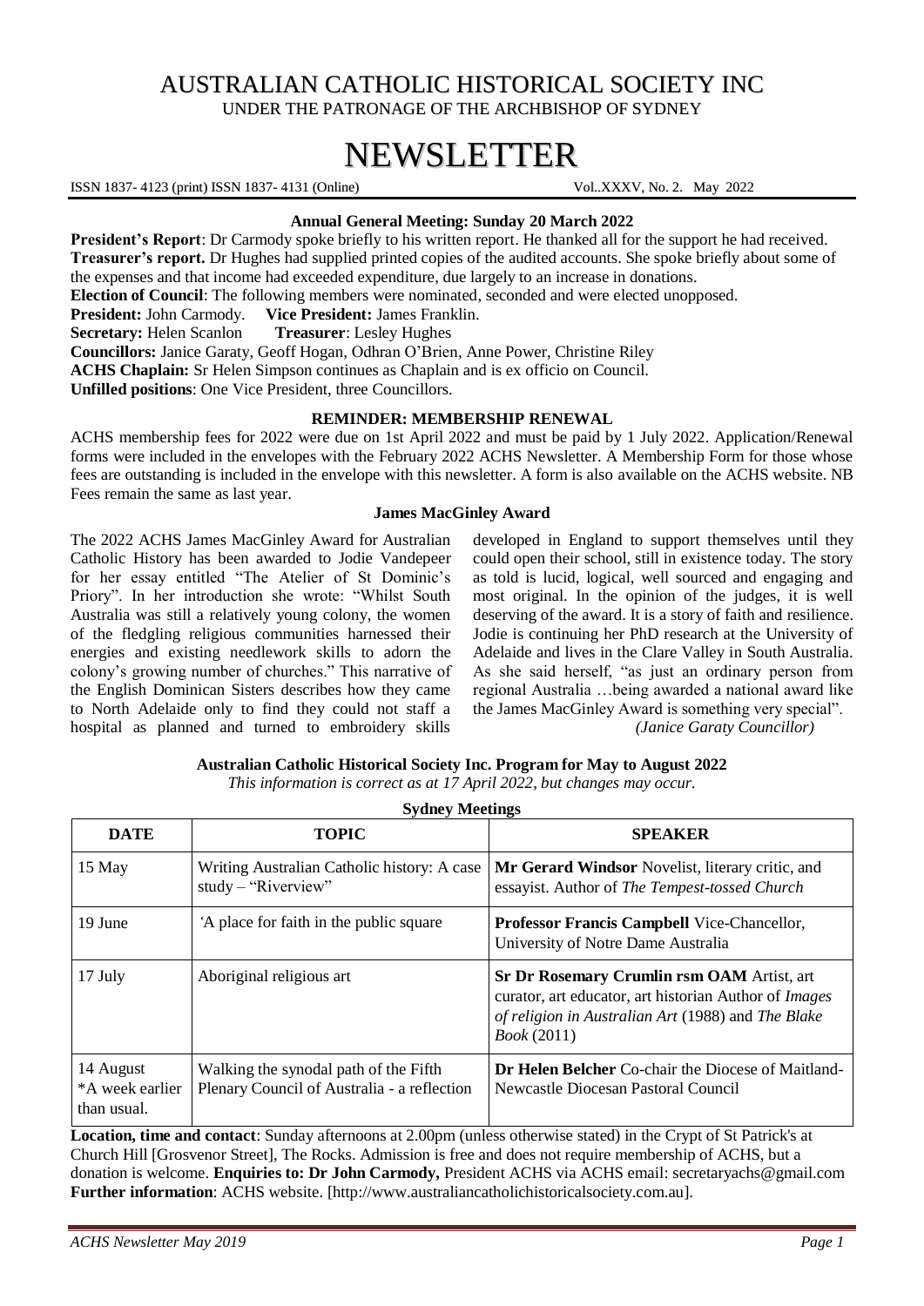# AUSTRALIAN CATHOLIC HISTORICAL SOCIETY INC

UNDER THE PATRONAGE OF THE ARCHBISHOP OF SYDNEY

# NEWSLETTER

ISSN 1837- 4123 (print) ISSN 1837- 4131 (Online) Vol..XXXV, No. 2. May 2022

### Annual General Meeting: Sunday 20 March 2022

**President's Report**: Dr Carmody spoke briefly to his written report. He thanked all for the support he had received.
**Treasurer's report.** Dr Hughes had supplied printed copies of the audited accounts. She spoke briefly about some of the expenses and that income had exceeded expenditure, due largely to an increase in donations.
**Election of Council**: The following members were nominated, seconded and were elected unopposed.
**President:** John Carmody. **Vice President:** James Franklin.
**Secretary:** Helen Scanlon **Treasurer**: Lesley Hughes
**Councillors:** Janice Garaty, Geoff Hogan, Odhran O'Brien, Anne Power, Christine Riley
**ACHS Chaplain:** Sr Helen Simpson continues as Chaplain and is ex officio on Council.
**Unfilled positions**: One Vice President, three Councillors.

### REMINDER: MEMBERSHIP RENEWAL

ACHS membership fees for 2022 were due on 1st April 2022 and must be paid by 1 July 2022. Application/Renewal forms were included in the envelopes with the February 2022 ACHS Newsletter. A Membership Form for those whose fees are outstanding is included in the envelope with this newsletter. A form is also available on the ACHS website. NB Fees remain the same as last year.

### James MacGinley Award

The 2022 ACHS James MacGinley Award for Australian Catholic History has been awarded to Jodie Vandepeer for her essay entitled "The Atelier of St Dominic's Priory". In her introduction she wrote: "Whilst South Australia was still a relatively young colony, the women of the fledgling religious communities harnessed their energies and existing needlework skills to adorn the colony's growing number of churches." This narrative of the English Dominican Sisters describes how they came to North Adelaide only to find they could not staff a hospital as planned and turned to embroidery skills developed in England to support themselves until they could open their school, still in existence today. The story as told is lucid, logical, well sourced and engaging and most original. In the opinion of the judges, it is well deserving of the award. It is a story of faith and resilience. Jodie is continuing her PhD research at the University of Adelaide and lives in the Clare Valley in South Australia. As she said herself, "as just an ordinary person from regional Australia …being awarded a national award like the James MacGinley Award is something very special".

*(Janice Garaty Councillor)*

### Australian Catholic Historical Society Inc. Program for May to August 2022

*This information is correct as at 17 April 2022, but changes may occur.*

**Sydney Meetings**

| DATE | TOPIC | SPEAKER |
|---|---|---|
| 15 May | Writing Australian Catholic history: A case study – "Riverview" | **Mr Gerard Windsor** Novelist, literary critic, and essayist. Author of *The Tempest-tossed Church* |
| 19 June | 'A place for faith in the public square | **Professor Francis Campbell** Vice-Chancellor, University of Notre Dame Australia |
| 17 July | Aboriginal religious art | **Sr Dr Rosemary Crumlin rsm OAM** Artist, art curator, art educator, art historian Author of *Images of religion in Australian Art* (1988) and *The Blake Book* (2011) |
| 14 August *A week earlier than usual. | Walking the synodal path of the Fifth Plenary Council of Australia - a reflection | **Dr Helen Belcher** Co-chair the Diocese of Maitland-Newcastle Diocesan Pastoral Council |

**Location, time and contact**: Sunday afternoons at 2.00pm (unless otherwise stated) in the Crypt of St Patrick's at Church Hill [Grosvenor Street], The Rocks. Admission is free and does not require membership of ACHS, but a donation is welcome. **Enquiries to: Dr John Carmody,** President ACHS via ACHS email: secretaryachs@gmail.com
**Further information**: ACHS website. [http://www.australiancatholichistoricalsociety.com.au].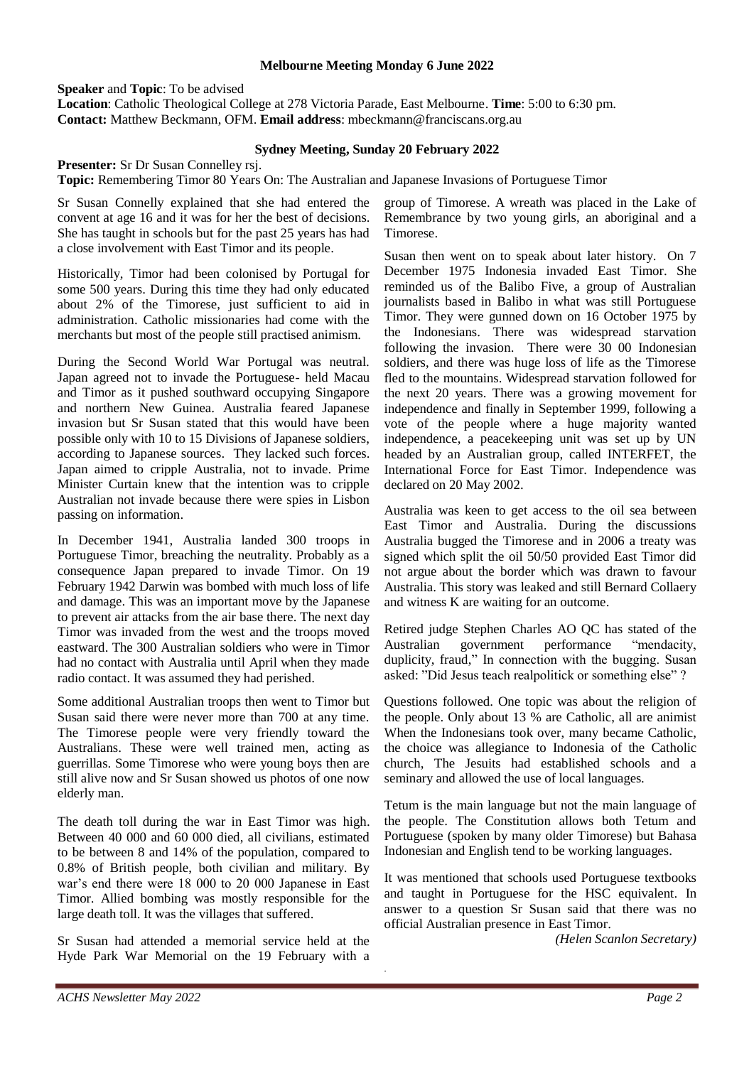**Melbourne Meeting Monday 6 June 2022**

**Speaker** and **Topic**: To be advised
**Location**: Catholic Theological College at 278 Victoria Parade, East Melbourne. **Time**: 5:00 to 6:30 pm.
**Contact:** Matthew Beckmann, OFM. **Email address**: mbeckmann@franciscans.org.au

**Sydney Meeting, Sunday 20 February 2022**

**Presenter:** Sr Dr Susan Connelley rsj.
**Topic:** Remembering Timor 80 Years On: The Australian and Japanese Invasions of Portuguese Timor

Sr Susan Connelly explained that she had entered the convent at age 16 and it was for her the best of decisions. She has taught in schools but for the past 25 years has had a close involvement with East Timor and its people.

Historically, Timor had been colonised by Portugal for some 500 years. During this time they had only educated about 2% of the Timorese, just sufficient to aid in administration. Catholic missionaries had come with the merchants but most of the people still practised animism.

During the Second World War Portugal was neutral. Japan agreed not to invade the Portuguese- held Macau and Timor as it pushed southward occupying Singapore and northern New Guinea. Australia feared Japanese invasion but Sr Susan stated that this would have been possible only with 10 to 15 Divisions of Japanese soldiers, according to Japanese sources. They lacked such forces. Japan aimed to cripple Australia, not to invade. Prime Minister Curtain knew that the intention was to cripple Australian not invade because there were spies in Lisbon passing on information.

In December 1941, Australia landed 300 troops in Portuguese Timor, breaching the neutrality. Probably as a consequence Japan prepared to invade Timor. On 19 February 1942 Darwin was bombed with much loss of life and damage. This was an important move by the Japanese to prevent air attacks from the air base there. The next day Timor was invaded from the west and the troops moved eastward. The 300 Australian soldiers who were in Timor had no contact with Australia until April when they made radio contact. It was assumed they had perished.

Some additional Australian troops then went to Timor but Susan said there were never more than 700 at any time. The Timorese people were very friendly toward the Australians. These were well trained men, acting as guerrillas. Some Timorese who were young boys then are still alive now and Sr Susan showed us photos of one now elderly man.

The death toll during the war in East Timor was high. Between 40 000 and 60 000 died, all civilians, estimated to be between 8 and 14% of the population, compared to 0.8% of British people, both civilian and military. By war's end there were 18 000 to 20 000 Japanese in East Timor. Allied bombing was mostly responsible for the large death toll. It was the villages that suffered.

Sr Susan had attended a memorial service held at the Hyde Park War Memorial on the 19 February with a group of Timorese. A wreath was placed in the Lake of Remembrance by two young girls, an aboriginal and a Timorese.

Susan then went on to speak about later history. On 7 December 1975 Indonesia invaded East Timor. She reminded us of the Balibo Five, a group of Australian journalists based in Balibo in what was still Portuguese Timor. They were gunned down on 16 October 1975 by the Indonesians. There was widespread starvation following the invasion. There were 30 00 Indonesian soldiers, and there was huge loss of life as the Timorese fled to the mountains. Widespread starvation followed for the next 20 years. There was a growing movement for independence and finally in September 1999, following a vote of the people where a huge majority wanted independence, a peacekeeping unit was set up by UN headed by an Australian group, called INTERFET, the International Force for East Timor. Independence was declared on 20 May 2002.

Australia was keen to get access to the oil sea between East Timor and Australia. During the discussions Australia bugged the Timorese and in 2006 a treaty was signed which split the oil 50/50 provided East Timor did not argue about the border which was drawn to favour Australia. This story was leaked and still Bernard Collaery and witness K are waiting for an outcome.

Retired judge Stephen Charles AO QC has stated of the Australian government performance "mendacity, duplicity, fraud," In connection with the bugging. Susan asked: "Did Jesus teach realpolitick or something else" ?

Questions followed. One topic was about the religion of the people. Only about 13 % are Catholic, all are animist When the Indonesians took over, many became Catholic, the choice was allegiance to Indonesia of the Catholic church, The Jesuits had established schools and a seminary and allowed the use of local languages.

Tetum is the main language but not the main language of the people. The Constitution allows both Tetum and Portuguese (spoken by many older Timorese) but Bahasa Indonesian and English tend to be working languages.

It was mentioned that schools used Portuguese textbooks and taught in Portuguese for the HSC equivalent. In answer to a question Sr Susan said that there was no official Australian presence in East Timor.

*(Helen Scanlon Secretary)*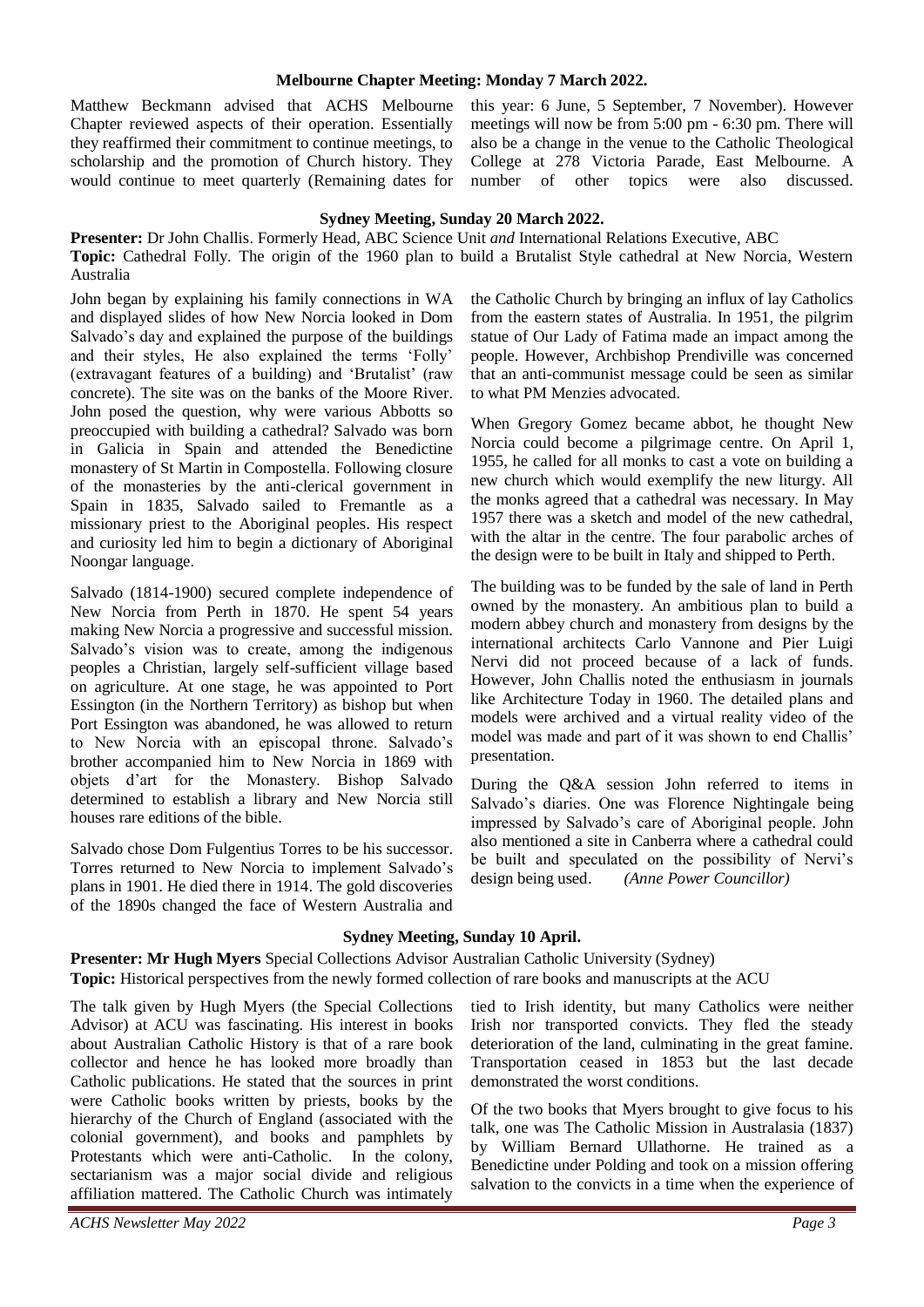### Melbourne Chapter Meeting: Monday 7 March 2022.

Matthew Beckmann advised that ACHS Melbourne Chapter reviewed aspects of their operation. Essentially they reaffirmed their commitment to continue meetings, to scholarship and the promotion of Church history. They would continue to meet quarterly (Remaining dates for this year: 6 June, 5 September, 7 November). However meetings will now be from 5:00 pm - 6:30 pm. There will also be a change in the venue to the Catholic Theological College at 278 Victoria Parade, East Melbourne. A number of other topics were also discussed.

### Sydney Meeting, Sunday 20 March 2022.

**Presenter:** Dr John Challis. Formerly Head, ABC Science Unit *and* International Relations Executive, ABC

**Topic:** Cathedral Folly. The origin of the 1960 plan to build a Brutalist Style cathedral at New Norcia, Western Australia

John began by explaining his family connections in WA and displayed slides of how New Norcia looked in Dom Salvado's day and explained the purpose of the buildings and their styles, He also explained the terms 'Folly' (extravagant features of a building) and 'Brutalist' (raw concrete). The site was on the banks of the Moore River. John posed the question, why were various Abbotts so preoccupied with building a cathedral? Salvado was born in Galicia in Spain and attended the Benedictine monastery of St Martin in Compostella. Following closure of the monasteries by the anti-clerical government in Spain in 1835, Salvado sailed to Fremantle as a missionary priest to the Aboriginal peoples. His respect and curiosity led him to begin a dictionary of Aboriginal Noongar language.

Salvado (1814-1900) secured complete independence of New Norcia from Perth in 1870. He spent 54 years making New Norcia a progressive and successful mission. Salvado's vision was to create, among the indigenous peoples a Christian, largely self-sufficient village based on agriculture. At one stage, he was appointed to Port Essington (in the Northern Territory) as bishop but when Port Essington was abandoned, he was allowed to return to New Norcia with an episcopal throne. Salvado's brother accompanied him to New Norcia in 1869 with objets d'art for the Monastery. Bishop Salvado determined to establish a library and New Norcia still houses rare editions of the bible.

Salvado chose Dom Fulgentius Torres to be his successor. Torres returned to New Norcia to implement Salvado's plans in 1901. He died there in 1914. The gold discoveries of the 1890s changed the face of Western Australia and the Catholic Church by bringing an influx of lay Catholics from the eastern states of Australia. In 1951, the pilgrim statue of Our Lady of Fatima made an impact among the people. However, Archbishop Prendiville was concerned that an anti-communist message could be seen as similar to what PM Menzies advocated.

When Gregory Gomez became abbot, he thought New Norcia could become a pilgrimage centre. On April 1, 1955, he called for all monks to cast a vote on building a new church which would exemplify the new liturgy. All the monks agreed that a cathedral was necessary. In May 1957 there was a sketch and model of the new cathedral, with the altar in the centre. The four parabolic arches of the design were to be built in Italy and shipped to Perth.

The building was to be funded by the sale of land in Perth owned by the monastery. An ambitious plan to build a modern abbey church and monastery from designs by the international architects Carlo Vannone and Pier Luigi Nervi did not proceed because of a lack of funds. However, John Challis noted the enthusiasm in journals like Architecture Today in 1960. The detailed plans and models were archived and a virtual reality video of the model was made and part of it was shown to end Challis' presentation.

During the Q&A session John referred to items in Salvado's diaries. One was Florence Nightingale being impressed by Salvado's care of Aboriginal people. John also mentioned a site in Canberra where a cathedral could be built and speculated on the possibility of Nervi's design being used. *(Anne Power Councillor)*

### Sydney Meeting, Sunday 10 April.

**Presenter: Mr Hugh Myers** Special Collections Advisor Australian Catholic University (Sydney)

**Topic:** Historical perspectives from the newly formed collection of rare books and manuscripts at the ACU

The talk given by Hugh Myers (the Special Collections Advisor) at ACU was fascinating. His interest in books about Australian Catholic History is that of a rare book collector and hence he has looked more broadly than Catholic publications. He stated that the sources in print were Catholic books written by priests, books by the hierarchy of the Church of England (associated with the colonial government), and books and pamphlets by Protestants which were anti-Catholic. In the colony, sectarianism was a major social divide and religious affiliation mattered. The Catholic Church was intimately tied to Irish identity, but many Catholics were neither Irish nor transported convicts. They fled the steady deterioration of the land, culminating in the great famine. Transportation ceased in 1853 but the last decade demonstrated the worst conditions.

Of the two books that Myers brought to give focus to his talk, one was The Catholic Mission in Australasia (1837) by William Bernard Ullathorne. He trained as a Benedictine under Polding and took on a mission offering salvation to the convicts in a time when the experience of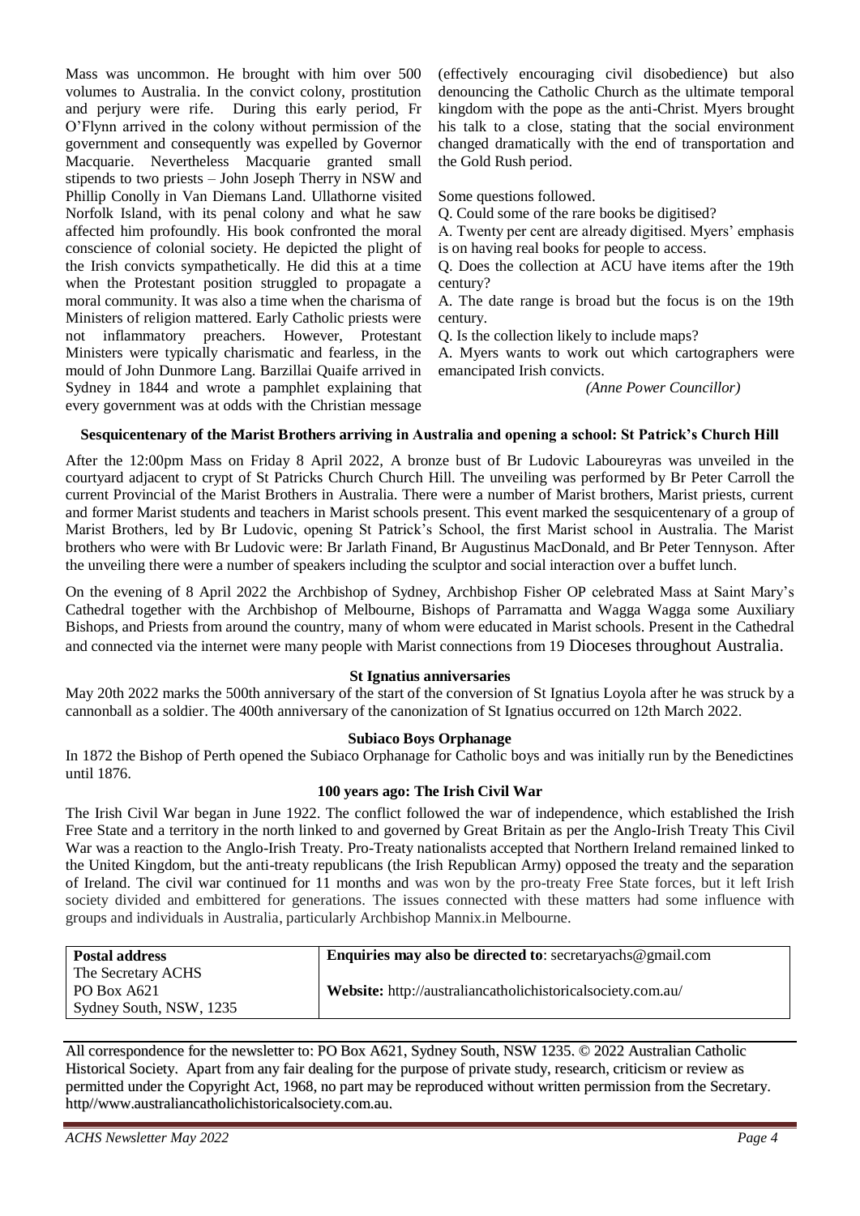Mass was uncommon. He brought with him over 500 volumes to Australia. In the convict colony, prostitution and perjury were rife. During this early period, Fr O'Flynn arrived in the colony without permission of the government and consequently was expelled by Governor Macquarie. Nevertheless Macquarie granted small stipends to two priests – John Joseph Therry in NSW and Phillip Conolly in Van Diemans Land. Ullathorne visited Norfolk Island, with its penal colony and what he saw affected him profoundly. His book confronted the moral conscience of colonial society. He depicted the plight of the Irish convicts sympathetically. He did this at a time when the Protestant position struggled to propagate a moral community. It was also a time when the charisma of Ministers of religion mattered. Early Catholic priests were not inflammatory preachers. However, Protestant Ministers were typically charismatic and fearless, in the mould of John Dunmore Lang. Barzillai Quaife arrived in Sydney in 1844 and wrote a pamphlet explaining that every government was at odds with the Christian message (effectively encouraging civil disobedience) but also denouncing the Catholic Church as the ultimate temporal kingdom with the pope as the anti-Christ. Myers brought his talk to a close, stating that the social environment changed dramatically with the end of transportation and the Gold Rush period.

Some questions followed.

Q. Could some of the rare books be digitised?

A. Twenty per cent are already digitised. Myers' emphasis is on having real books for people to access.

Q. Does the collection at ACU have items after the 19th century?

A. The date range is broad but the focus is on the 19th century.

Q. Is the collection likely to include maps?

A. Myers wants to work out which cartographers were emancipated Irish convicts.

*(Anne Power Councillor)*

### Sesquicentenary of the Marist Brothers arriving in Australia and opening a school: St Patrick's Church Hill

After the 12:00pm Mass on Friday 8 April 2022, A bronze bust of Br Ludovic Laboureyras was unveiled in the courtyard adjacent to crypt of St Patricks Church Church Hill. The unveiling was performed by Br Peter Carroll the current Provincial of the Marist Brothers in Australia. There were a number of Marist brothers, Marist priests, current and former Marist students and teachers in Marist schools present. This event marked the sesquicentenary of a group of Marist Brothers, led by Br Ludovic, opening St Patrick's School, the first Marist school in Australia. The Marist brothers who were with Br Ludovic were: Br Jarlath Finand, Br Augustinus MacDonald, and Br Peter Tennyson. After the unveiling there were a number of speakers including the sculptor and social interaction over a buffet lunch.

On the evening of 8 April 2022 the Archbishop of Sydney, Archbishop Fisher OP celebrated Mass at Saint Mary's Cathedral together with the Archbishop of Melbourne, Bishops of Parramatta and Wagga Wagga some Auxiliary Bishops, and Priests from around the country, many of whom were educated in Marist schools. Present in the Cathedral and connected via the internet were many people with Marist connections from 19 Dioceses throughout Australia.

### St Ignatius anniversaries

May 20th 2022 marks the 500th anniversary of the start of the conversion of St Ignatius Loyola after he was struck by a cannonball as a soldier. The 400th anniversary of the canonization of St Ignatius occurred on 12th March 2022.

### Subiaco Boys Orphanage

In 1872 the Bishop of Perth opened the Subiaco Orphanage for Catholic boys and was initially run by the Benedictines until 1876.

### 100 years ago: The Irish Civil War

The Irish Civil War began in June 1922. The conflict followed the war of independence, which established the Irish Free State and a territory in the north linked to and governed by Great Britain as per the Anglo-Irish Treaty This Civil War was a reaction to the Anglo-Irish Treaty. Pro-Treaty nationalists accepted that Northern Ireland remained linked to the United Kingdom, but the anti-treaty republicans (the Irish Republican Army) opposed the treaty and the separation of Ireland. The civil war continued for 11 months and was won by the pro-treaty Free State forces, but it left Irish society divided and embittered for generations. The issues connected with these matters had some influence with groups and individuals in Australia, particularly Archbishop Mannix.in Melbourne.

| **Postal address** | **Enquiries may also be directed to**: secretaryachs@gmail.com |
|---|---|
| The Secretary ACHS<br>PO Box A621<br>Sydney South, NSW, 1235 | **Website:** http://australiancatholichistoricalsociety.com.au/ |

All correspondence for the newsletter to: PO Box A621, Sydney South, NSW 1235. © 2022 Australian Catholic Historical Society. Apart from any fair dealing for the purpose of private study, research, criticism or review as permitted under the Copyright Act, 1968, no part may be reproduced without written permission from the Secretary. http//www.australiancatholichistoricalsociety.com.au.